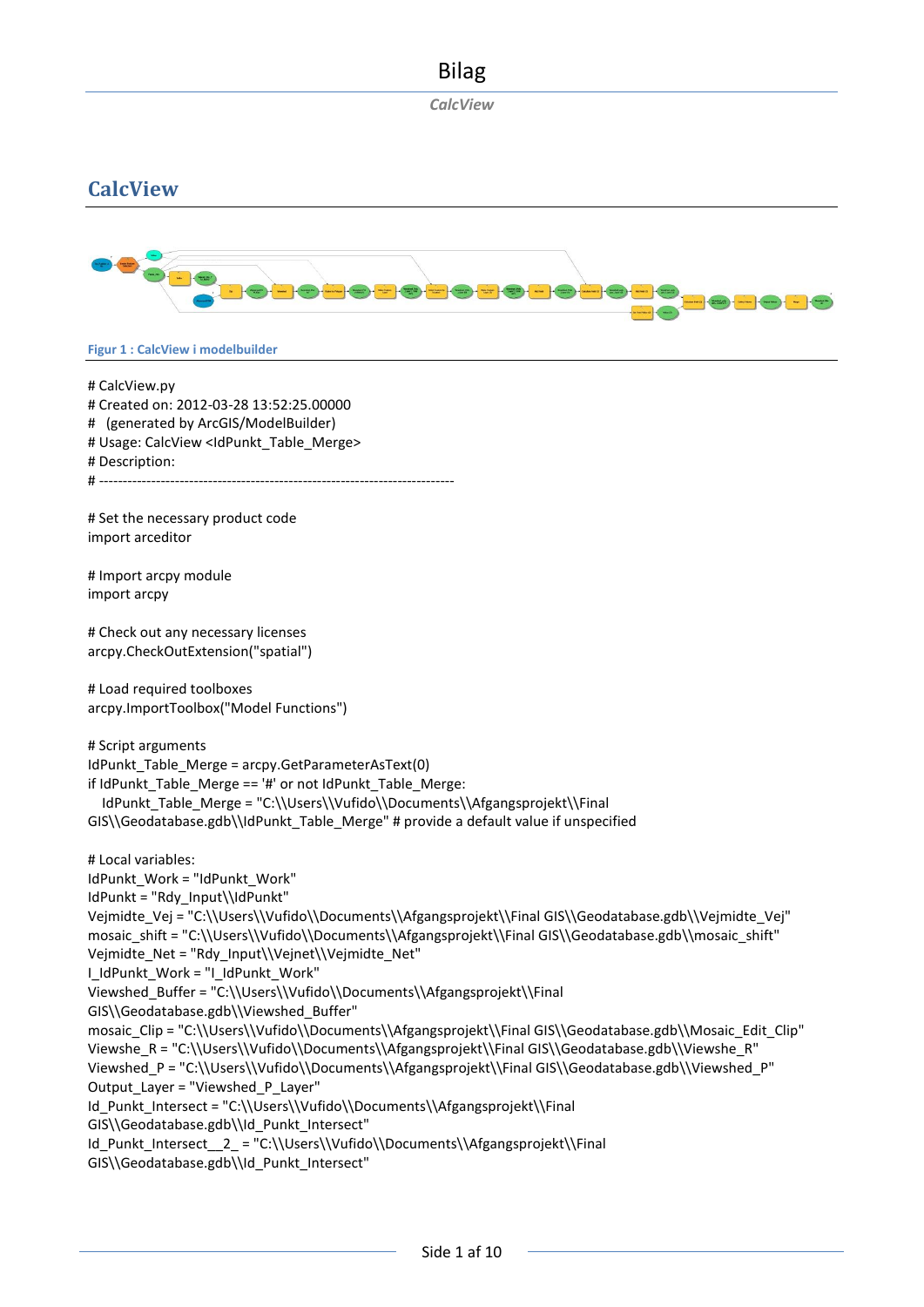## CalcView

Figur 1 : CalcView i modelbuilder

```
# CalcView.py
# Created on: 2012-03-28 13:52:25.00000
#   (generated by ArcGIS/ModelBuilder)
# Usage: CalcView <IdPunkt_Table_Merge>
# Description:
# ---------------------------------------------------------------------------

# Set the necessary product code
import arceditor

# Import arcpy module
import arcpy

# Check out any necessary licenses
arcpy.CheckOutExtension("spatial")

# Load required toolboxes
arcpy.ImportToolbox("Model Functions")

# Script arguments
IdPunkt_Table_Merge = arcpy.GetParameterAsText(0)
if IdPunkt_Table_Merge == '#' or not IdPunkt_Table_Merge:
    IdPunkt_Table_Merge = "C:\\Users\\Vufido\\Documents\\Afgangsprojekt\\Final GIS\\Geodatabase.gdb\\IdPunkt_Table_Merge" # provide a default value if unspecified

# Local variables:
IdPunkt_Work = "IdPunkt_Work"
IdPunkt = "Rdy_Input\\IdPunkt"
Vejmidte_Vej = "C:\\Users\\Vufido\\Documents\\Afgangsprojekt\\Final GIS\\Geodatabase.gdb\\Vejmidte_Vej"
mosaic_shift = "C:\\Users\\Vufido\\Documents\\Afgangsprojekt\\Final GIS\\Geodatabase.gdb\\mosaic_shift"
Vejmidte_Net = "Rdy_Input\\Vejnet\\Vejmidte_Net"
I_IdPunkt_Work = "I_IdPunkt_Work"
Viewshed_Buffer = "C:\\Users\\Vufido\\Documents\\Afgangsprojekt\\Final GIS\\Geodatabase.gdb\\Viewshed_Buffer"
mosaic_Clip = "C:\\Users\\Vufido\\Documents\\Afgangsprojekt\\Final GIS\\Geodatabase.gdb\\Mosaic_Edit_Clip"
Viewshe_R = "C:\\Users\\Vufido\\Documents\\Afgangsprojekt\\Final GIS\\Geodatabase.gdb\\Viewshe_R"
Viewshed_P = "C:\\Users\\Vufido\\Documents\\Afgangsprojekt\\Final GIS\\Geodatabase.gdb\\Viewshed_P"
Output_Layer = "Viewshed_P_Layer"
Id_Punkt_Intersect = "C:\\Users\\Vufido\\Documents\\Afgangsprojekt\\Final GIS\\Geodatabase.gdb\\Id_Punkt_Intersect"
Id_Punkt_Intersect__2_ = "C:\\Users\\Vufido\\Documents\\Afgangsprojekt\\Final GIS\\Geodatabase.gdb\\Id_Punkt_Intersect"
```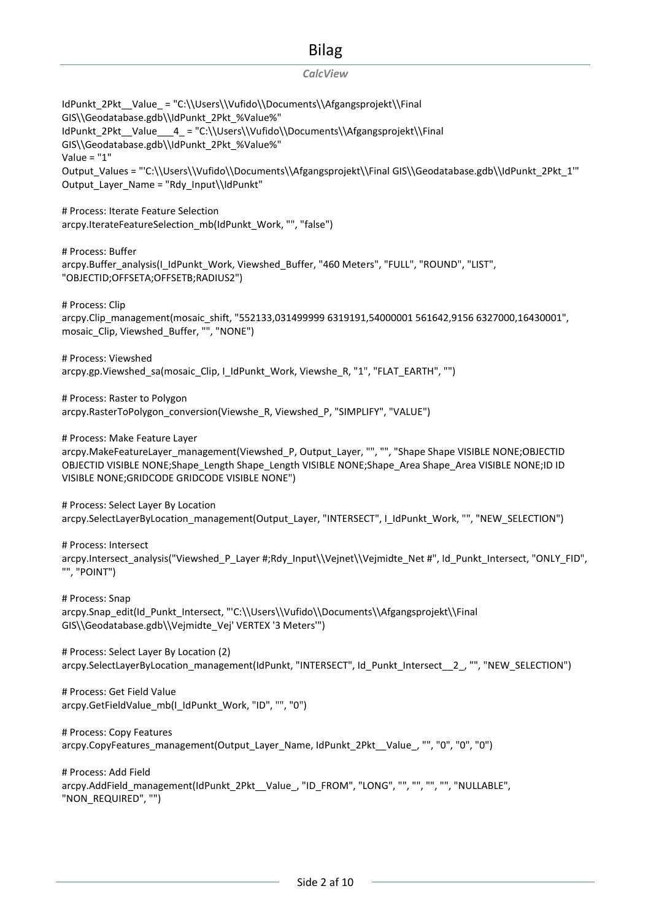# Bilag

*CalcView*

```
IdPunkt_2Pkt__Value_ = "C:\\Users\\Vufido\\Documents\\Afgangsprojekt\\Final GIS\\Geodatabase.gdb\\IdPunkt_2Pkt_%Value%"
IdPunkt_2Pkt__Value___4_ = "C:\\Users\\Vufido\\Documents\\Afgangsprojekt\\Final GIS\\Geodatabase.gdb\\IdPunkt_2Pkt_%Value%"
Value = "1"
Output_Values = "'C:\\Users\\Vufido\\Documents\\Afgangsprojekt\\Final GIS\\Geodatabase.gdb\\IdPunkt_2Pkt_1'"
Output_Layer_Name = "Rdy_Input\\IdPunkt"

# Process: Iterate Feature Selection
arcpy.IterateFeatureSelection_mb(IdPunkt_Work, "", "false")

# Process: Buffer
arcpy.Buffer_analysis(I_IdPunkt_Work, Viewshed_Buffer, "460 Meters", "FULL", "ROUND", "LIST", "OBJECTID;OFFSETA;OFFSETB;RADIUS2")

# Process: Clip
arcpy.Clip_management(mosaic_shift, "552133,031499999 6319191,54000001 561642,9156 6327000,16430001", mosaic_Clip, Viewshed_Buffer, "", "NONE")

# Process: Viewshed
arcpy.gp.Viewshed_sa(mosaic_Clip, I_IdPunkt_Work, Viewshe_R, "1", "FLAT_EARTH", "")

# Process: Raster to Polygon
arcpy.RasterToPolygon_conversion(Viewshe_R, Viewshed_P, "SIMPLIFY", "VALUE")

# Process: Make Feature Layer
arcpy.MakeFeatureLayer_management(Viewshed_P, Output_Layer, "", "", "Shape Shape VISIBLE NONE;OBJECTID OBJECTID VISIBLE NONE;Shape_Length Shape_Length VISIBLE NONE;Shape_Area Shape_Area VISIBLE NONE;ID ID VISIBLE NONE;GRIDCODE GRIDCODE VISIBLE NONE")

# Process: Select Layer By Location
arcpy.SelectLayerByLocation_management(Output_Layer, "INTERSECT", I_IdPunkt_Work, "", "NEW_SELECTION")

# Process: Intersect
arcpy.Intersect_analysis("Viewshed_P_Layer #;Rdy_Input\\Vejnet\\Vejmidte_Net #", Id_Punkt_Intersect, "ONLY_FID", "", "POINT")

# Process: Snap
arcpy.Snap_edit(Id_Punkt_Intersect, "'C:\\Users\\Vufido\\Documents\\Afgangsprojekt\\Final GIS\\Geodatabase.gdb\\Vejmidte_Vej' VERTEX '3 Meters'")

# Process: Select Layer By Location (2)
arcpy.SelectLayerByLocation_management(IdPunkt, "INTERSECT", Id_Punkt_Intersect__2_, "", "NEW_SELECTION")

# Process: Get Field Value
arcpy.GetFieldValue_mb(I_IdPunkt_Work, "ID", "", "0")

# Process: Copy Features
arcpy.CopyFeatures_management(Output_Layer_Name, IdPunkt_2Pkt__Value_, "", "0", "0", "0")

# Process: Add Field
arcpy.AddField_management(IdPunkt_2Pkt__Value_, "ID_FROM", "LONG", "", "", "", "", "NULLABLE", "NON_REQUIRED", "")
```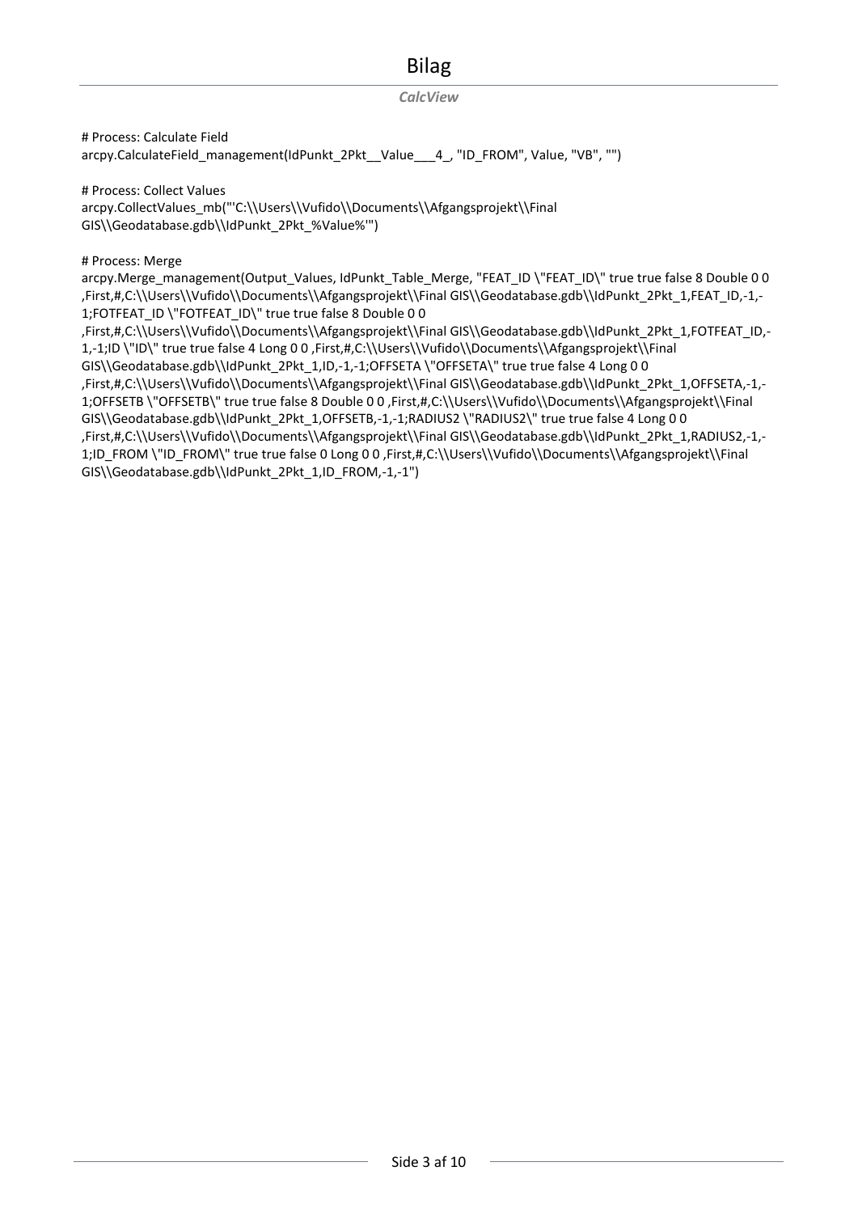*CalcView*

```
# Process: Calculate Field
arcpy.CalculateField_management(IdPunkt_2Pkt__Value___4_, "ID_FROM", Value, "VB", "")

# Process: Collect Values
arcpy.CollectValues_mb("'C:\\Users\\Vufido\\Documents\\Afgangsprojekt\\Final GIS\\Geodatabase.gdb\\IdPunkt_2Pkt_%Value%'")

# Process: Merge
arcpy.Merge_management(Output_Values, IdPunkt_Table_Merge, "FEAT_ID \"FEAT_ID\" true true false 8 Double 0 0 ,First,#,C:\\Users\\Vufido\\Documents\\Afgangsprojekt\\Final GIS\\Geodatabase.gdb\\IdPunkt_2Pkt_1,FEAT_ID,-1,-1;FOTFEAT_ID \"FOTFEAT_ID\" true true false 8 Double 0 0 ,First,#,C:\\Users\\Vufido\\Documents\\Afgangsprojekt\\Final GIS\\Geodatabase.gdb\\IdPunkt_2Pkt_1,FOTFEAT_ID,-1,-1;ID \"ID\" true true false 4 Long 0 0 ,First,#,C:\\Users\\Vufido\\Documents\\Afgangsprojekt\\Final GIS\\Geodatabase.gdb\\IdPunkt_2Pkt_1,ID,-1,-1;OFFSETA \"OFFSETA\" true true false 4 Long 0 0 ,First,#,C:\\Users\\Vufido\\Documents\\Afgangsprojekt\\Final GIS\\Geodatabase.gdb\\IdPunkt_2Pkt_1,OFFSETA,-1,-1;OFFSETB \"OFFSETB\" true true false 8 Double 0 0 ,First,#,C:\\Users\\Vufido\\Documents\\Afgangsprojekt\\Final GIS\\Geodatabase.gdb\\IdPunkt_2Pkt_1,OFFSETB,-1,-1;RADIUS2 \"RADIUS2\" true true false 4 Long 0 0 ,First,#,C:\\Users\\Vufido\\Documents\\Afgangsprojekt\\Final GIS\\Geodatabase.gdb\\IdPunkt_2Pkt_1,RADIUS2,-1,-1;ID_FROM \"ID_FROM\" true true false 0 Long 0 0 ,First,#,C:\\Users\\Vufido\\Documents\\Afgangsprojekt\\Final GIS\\Geodatabase.gdb\\IdPunkt_2Pkt_1,ID_FROM,-1,-1")
```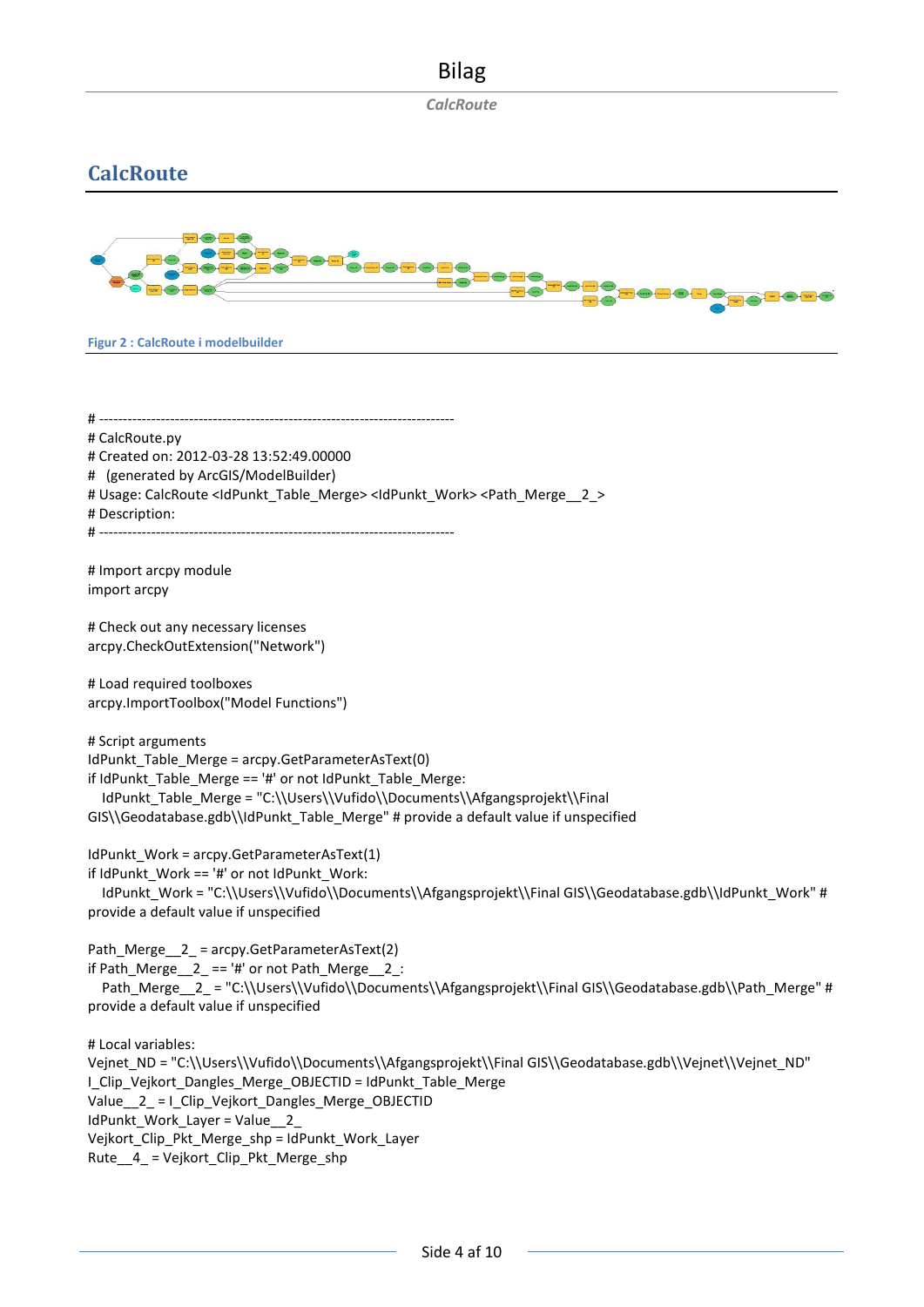## CalcRoute

Figur 2 : CalcRoute i modelbuilder

```
# ---------------------------------------------------------------------------
# CalcRoute.py
# Created on: 2012-03-28 13:52:49.00000
#   (generated by ArcGIS/ModelBuilder)
# Usage: CalcRoute <IdPunkt_Table_Merge> <IdPunkt_Work> <Path_Merge__2_>
# Description:
# ---------------------------------------------------------------------------

# Import arcpy module
import arcpy

# Check out any necessary licenses
arcpy.CheckOutExtension("Network")

# Load required toolboxes
arcpy.ImportToolbox("Model Functions")

# Script arguments
IdPunkt_Table_Merge = arcpy.GetParameterAsText(0)
if IdPunkt_Table_Merge == '#' or not IdPunkt_Table_Merge:
    IdPunkt_Table_Merge = "C:\\Users\\Vufido\\Documents\\Afgangsprojekt\\Final GIS\\Geodatabase.gdb\\IdPunkt_Table_Merge" # provide a default value if unspecified

IdPunkt_Work = arcpy.GetParameterAsText(1)
if IdPunkt_Work == '#' or not IdPunkt_Work:
    IdPunkt_Work = "C:\\Users\\Vufido\\Documents\\Afgangsprojekt\\Final GIS\\Geodatabase.gdb\\IdPunkt_Work" # provide a default value if unspecified

Path_Merge__2_ = arcpy.GetParameterAsText(2)
if Path_Merge__2_ == '#' or not Path_Merge__2_:
    Path_Merge__2_ = "C:\\Users\\Vufido\\Documents\\Afgangsprojekt\\Final GIS\\Geodatabase.gdb\\Path_Merge" # provide a default value if unspecified

# Local variables:
Vejnet_ND = "C:\\Users\\Vufido\\Documents\\Afgangsprojekt\\Final GIS\\Geodatabase.gdb\\Vejnet\\Vejnet_ND"
I_Clip_Vejkort_Dangles_Merge_OBJECTID = IdPunkt_Table_Merge
Value__2_ = I_Clip_Vejkort_Dangles_Merge_OBJECTID
IdPunkt_Work_Layer = Value__2_
Vejkort_Clip_Pkt_Merge_shp = IdPunkt_Work_Layer
Rute__4_ = Vejkort_Clip_Pkt_Merge_shp
```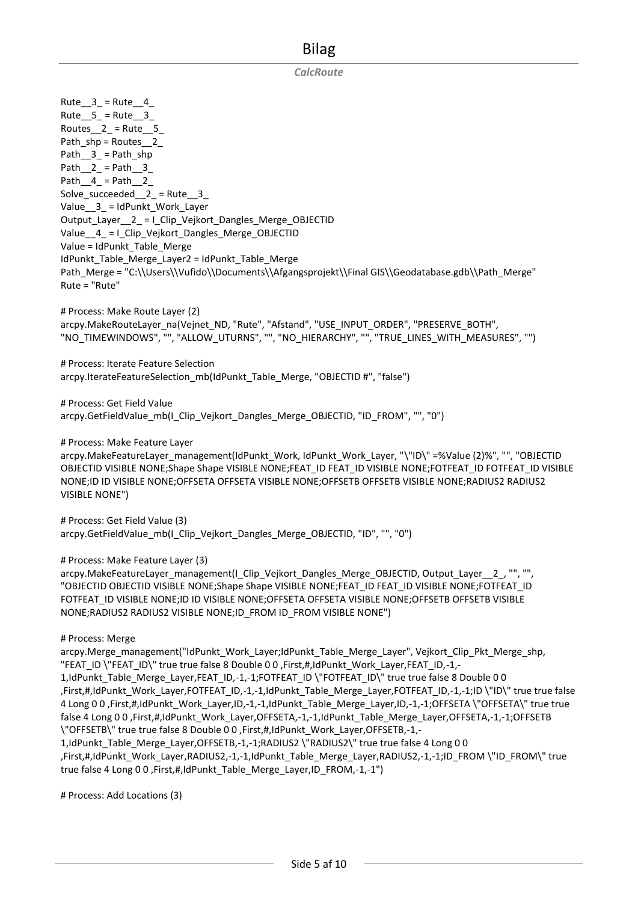# Bilag

*CalcRoute*

```
Rute__3_ = Rute__4_
Rute__5_ = Rute__3_
Routes__2_ = Rute__5_
Path_shp = Routes__2_
Path__3_ = Path_shp
Path__2_ = Path__3_
Path__4_ = Path__2_
Solve_succeeded__2_ = Rute__3_
Value__3_ = IdPunkt_Work_Layer
Output_Layer__2_ = I_Clip_Vejkort_Dangles_Merge_OBJECTID
Value__4_ = I_Clip_Vejkort_Dangles_Merge_OBJECTID
Value = IdPunkt_Table_Merge
IdPunkt_Table_Merge_Layer2 = IdPunkt_Table_Merge
Path_Merge = "C:\\Users\\Vufido\\Documents\\Afgangsprojekt\\Final GIS\\Geodatabase.gdb\\Path_Merge"
Rute = "Rute"

# Process: Make Route Layer (2)
arcpy.MakeRouteLayer_na(Vejnet_ND, "Rute", "Afstand", "USE_INPUT_ORDER", "PRESERVE_BOTH", "NO_TIMEWINDOWS", "", "ALLOW_UTURNS", "", "NO_HIERARCHY", "", "TRUE_LINES_WITH_MEASURES", "")

# Process: Iterate Feature Selection
arcpy.IterateFeatureSelection_mb(IdPunkt_Table_Merge, "OBJECTID #", "false")

# Process: Get Field Value
arcpy.GetFieldValue_mb(I_Clip_Vejkort_Dangles_Merge_OBJECTID, "ID_FROM", "", "0")

# Process: Make Feature Layer
arcpy.MakeFeatureLayer_management(IdPunkt_Work, IdPunkt_Work_Layer, "\"ID\" =%Value (2)%", "", "OBJECTID OBJECTID VISIBLE NONE;Shape Shape VISIBLE NONE;FEAT_ID FEAT_ID VISIBLE NONE;FOTFEAT_ID FOTFEAT_ID VISIBLE NONE;ID ID VISIBLE NONE;OFFSETA OFFSETA VISIBLE NONE;OFFSETB OFFSETB VISIBLE NONE;RADIUS2 RADIUS2 VISIBLE NONE")

# Process: Get Field Value (3)
arcpy.GetFieldValue_mb(I_Clip_Vejkort_Dangles_Merge_OBJECTID, "ID", "", "0")

# Process: Make Feature Layer (3)
arcpy.MakeFeatureLayer_management(I_Clip_Vejkort_Dangles_Merge_OBJECTID, Output_Layer__2_, "", "", "OBJECTID OBJECTID VISIBLE NONE;Shape Shape VISIBLE NONE;FEAT_ID FEAT_ID VISIBLE NONE;FOTFEAT_ID FOTFEAT_ID VISIBLE NONE;ID ID VISIBLE NONE;OFFSETA OFFSETA VISIBLE NONE;OFFSETB OFFSETB VISIBLE NONE;RADIUS2 RADIUS2 VISIBLE NONE;ID_FROM ID_FROM VISIBLE NONE")

# Process: Merge
arcpy.Merge_management("IdPunkt_Work_Layer;IdPunkt_Table_Merge_Layer", Vejkort_Clip_Pkt_Merge_shp, "FEAT_ID \"FEAT_ID\" true true false 8 Double 0 0 ,First,#,IdPunkt_Work_Layer,FEAT_ID,-1,-1,IdPunkt_Table_Merge_Layer,FEAT_ID,-1,-1;FOTFEAT_ID \"FOTFEAT_ID\" true true false 8 Double 0 0 ,First,#,IdPunkt_Work_Layer,FOTFEAT_ID,-1,-1,IdPunkt_Table_Merge_Layer,FOTFEAT_ID,-1,-1;ID \"ID\" true true false 4 Long 0 0 ,First,#,IdPunkt_Work_Layer,ID,-1,-1,IdPunkt_Table_Merge_Layer,ID,-1,-1;OFFSETA \"OFFSETA\" true true false 4 Long 0 0 ,First,#,IdPunkt_Work_Layer,OFFSETA,-1,-1,IdPunkt_Table_Merge_Layer,OFFSETA,-1,-1;OFFSETB \"OFFSETB\" true true false 8 Double 0 0 ,First,#,IdPunkt_Work_Layer,OFFSETB,-1,-1,IdPunkt_Table_Merge_Layer,OFFSETB,-1,-1;RADIUS2 \"RADIUS2\" true true false 4 Long 0 0 ,First,#,IdPunkt_Work_Layer,RADIUS2,-1,-1,IdPunkt_Table_Merge_Layer,RADIUS2,-1,-1;ID_FROM \"ID_FROM\" true true false 4 Long 0 0 ,First,#,IdPunkt_Table_Merge_Layer,ID_FROM,-1,-1")

# Process: Add Locations (3)
```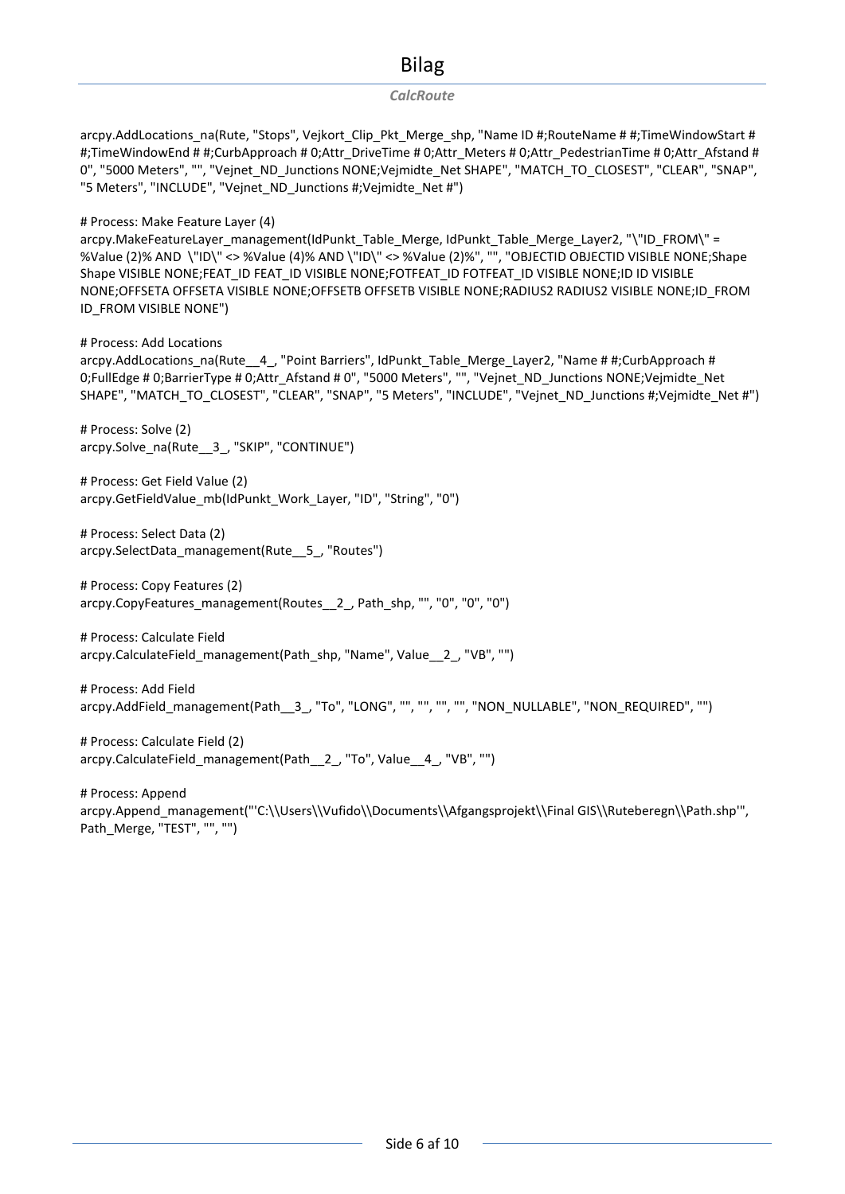*CalcRoute*

```
arcpy.AddLocations_na(Rute, "Stops", Vejkort_Clip_Pkt_Merge_shp, "Name ID #;RouteName # #;TimeWindowStart # #;TimeWindowEnd # #;CurbApproach # 0;Attr_DriveTime # 0;Attr_Meters # 0;Attr_PedestrianTime # 0;Attr_Afstand # 0", "5000 Meters", "", "Vejnet_ND_Junctions NONE;Vejmidte_Net SHAPE", "MATCH_TO_CLOSEST", "CLEAR", "SNAP", "5 Meters", "INCLUDE", "Vejnet_ND_Junctions #;Vejmidte_Net #")

# Process: Make Feature Layer (4)
arcpy.MakeFeatureLayer_management(IdPunkt_Table_Merge, IdPunkt_Table_Merge_Layer2, "\"ID_FROM\" = %Value (2)% AND  \"ID\" <> %Value (4)% AND \"ID\" <> %Value (2)%", "", "OBJECTID OBJECTID VISIBLE NONE;Shape Shape VISIBLE NONE;FEAT_ID FEAT_ID VISIBLE NONE;FOTFEAT_ID FOTFEAT_ID VISIBLE NONE;ID ID VISIBLE NONE;OFFSETA OFFSETA VISIBLE NONE;OFFSETB OFFSETB VISIBLE NONE;RADIUS2 RADIUS2 VISIBLE NONE;ID_FROM ID_FROM VISIBLE NONE")

# Process: Add Locations
arcpy.AddLocations_na(Rute__4_, "Point Barriers", IdPunkt_Table_Merge_Layer2, "Name # #;CurbApproach # 0;FullEdge # 0;BarrierType # 0;Attr_Afstand # 0", "5000 Meters", "", "Vejnet_ND_Junctions NONE;Vejmidte_Net SHAPE", "MATCH_TO_CLOSEST", "CLEAR", "SNAP", "5 Meters", "INCLUDE", "Vejnet_ND_Junctions #;Vejmidte_Net #")

# Process: Solve (2)
arcpy.Solve_na(Rute__3_, "SKIP", "CONTINUE")

# Process: Get Field Value (2)
arcpy.GetFieldValue_mb(IdPunkt_Work_Layer, "ID", "String", "0")

# Process: Select Data (2)
arcpy.SelectData_management(Rute__5_, "Routes")

# Process: Copy Features (2)
arcpy.CopyFeatures_management(Routes__2_, Path_shp, "", "0", "0", "0")

# Process: Calculate Field
arcpy.CalculateField_management(Path_shp, "Name", Value__2_, "VB", "")

# Process: Add Field
arcpy.AddField_management(Path__3_, "To", "LONG", "", "", "", "", "NON_NULLABLE", "NON_REQUIRED", "")

# Process: Calculate Field (2)
arcpy.CalculateField_management(Path__2_, "To", Value__4_, "VB", "")

# Process: Append
arcpy.Append_management("'C:\\Users\\Vufido\\Documents\\Afgangsprojekt\\Final GIS\\Ruteberegn\\Path.shp'", Path_Merge, "TEST", "", "")
```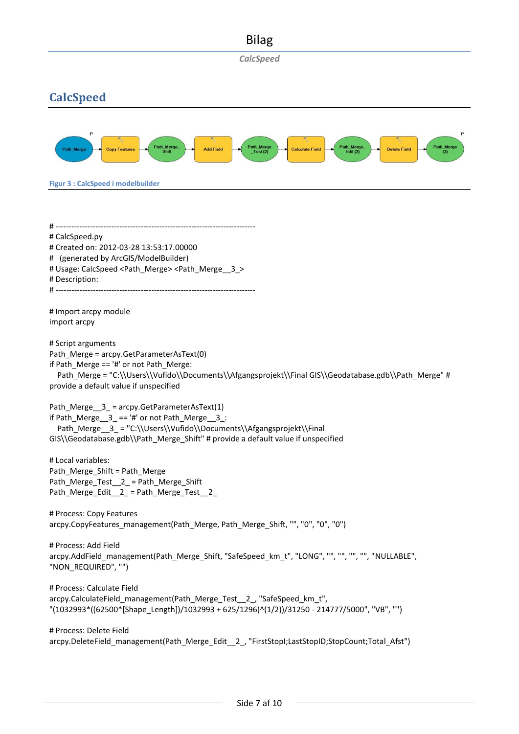## CalcSpeed

Figur 3 : CalcSpeed i modelbuilder

```
# ---------------------------------------------------------------------------
# CalcSpeed.py
# Created on: 2012-03-28 13:53:17.00000
#   (generated by ArcGIS/ModelBuilder)
# Usage: CalcSpeed <Path_Merge> <Path_Merge__3_>
# Description:
# ---------------------------------------------------------------------------

# Import arcpy module
import arcpy

# Script arguments
Path_Merge = arcpy.GetParameterAsText(0)
if Path_Merge == '#' or not Path_Merge:
    Path_Merge = "C:\\Users\\Vufido\\Documents\\Afgangsprojekt\\Final GIS\\Geodatabase.gdb\\Path_Merge" # provide a default value if unspecified

Path_Merge__3_ = arcpy.GetParameterAsText(1)
if Path_Merge__3_ == '#' or not Path_Merge__3_:
    Path_Merge__3_ = "C:\\Users\\Vufido\\Documents\\Afgangsprojekt\\Final GIS\\Geodatabase.gdb\\Path_Merge_Shift" # provide a default value if unspecified

# Local variables:
Path_Merge_Shift = Path_Merge
Path_Merge_Test__2_ = Path_Merge_Shift
Path_Merge_Edit__2_ = Path_Merge_Test__2_

# Process: Copy Features
arcpy.CopyFeatures_management(Path_Merge, Path_Merge_Shift, "", "0", "0", "0")

# Process: Add Field
arcpy.AddField_management(Path_Merge_Shift, "SafeSpeed_km_t", "LONG", "", "", "", "", "NULLABLE", "NON_REQUIRED", "")

# Process: Calculate Field
arcpy.CalculateField_management(Path_Merge_Test__2_, "SafeSpeed_km_t", "(1032993*((62500*[Shape_Length])/1032993 + 625/1296)^(1/2))/31250 - 214777/5000", "VB", "")

# Process: Delete Field
arcpy.DeleteField_management(Path_Merge_Edit__2_, "FirstStopI;LastStopID;StopCount;Total_Afst")
```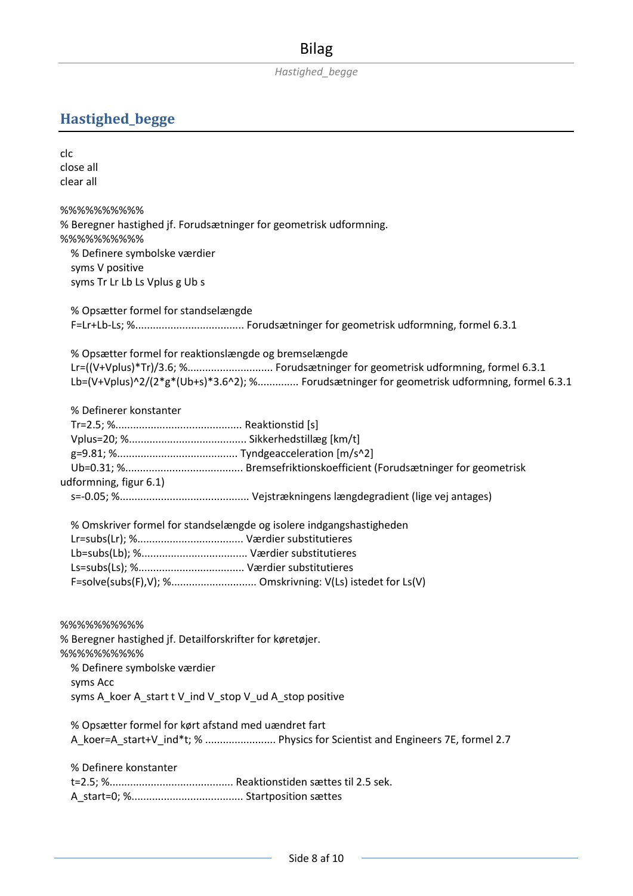## Hastighed_begge

```
clc
close all
clear all

%%%%%%%%%%
% Beregner hastighed jf. Forudsætninger for geometrisk udformning.
%%%%%%%%%%
  % Definere symbolske værdier
  syms V positive
  syms Tr Lr Lb Ls Vplus g Ub s

  % Opsætter formel for standselængde
  F=Lr+Lb-Ls; %.................................... Forudsætninger for geometrisk udformning, formel 6.3.1

  % Opsætter formel for reaktionslængde og bremselængde
  Lr=((V+Vplus)*Tr)/3.6; %............................ Forudsætninger for geometrisk udformning, formel 6.3.1
  Lb=(V+Vplus)^2/(2*g*(Ub+s)*3.6^2); %............. Forudsætninger for geometrisk udformning, formel 6.3.1

  % Definerer konstanter
  Tr=2.5; %.......................................... Reaktionstid [s]
  Vplus=20; %....................................... Sikkerhedstillæg [km/t]
  g=9.81; %......................................... Tyndgeacceleration [m/s^2]
  Ub=0.31; %....................................... Bremsefriktionskoefficient (Forudsætninger for geometrisk
udformning, figur 6.1)
  s=-0.05; %........................................... Vejstrækningens længdegradient (lige vej antages)

  % Omskriver formel for standselængde og isolere indgangshastigheden
  Lr=subs(Lr); %................................... Værdier substitutieres
  Lb=subs(Lb); %................................... Værdier substitutieres
  Ls=subs(Ls); %................................... Værdier substitutieres
  F=solve(subs(F),V); %............................ Omskrivning: V(Ls) istedet for Ls(V)


%%%%%%%%%%
% Beregner hastighed jf. Detailforskrifter for køretøjer.
%%%%%%%%%%
  % Definere symbolske værdier
  syms Acc
  syms A_koer A_start t V_ind V_stop V_ud A_stop positive

  % Opsætter formel for kørt afstand med uændret fart
  A_koer=A_start+V_ind*t; % ........................ Physics for Scientist and Engineers 7E, formel 2.7

  % Definere konstanter
  t=2.5; %......................................... Reaktionstiden sættes til 2.5 sek.
  A_start=0; %..................................... Startposition sættes
```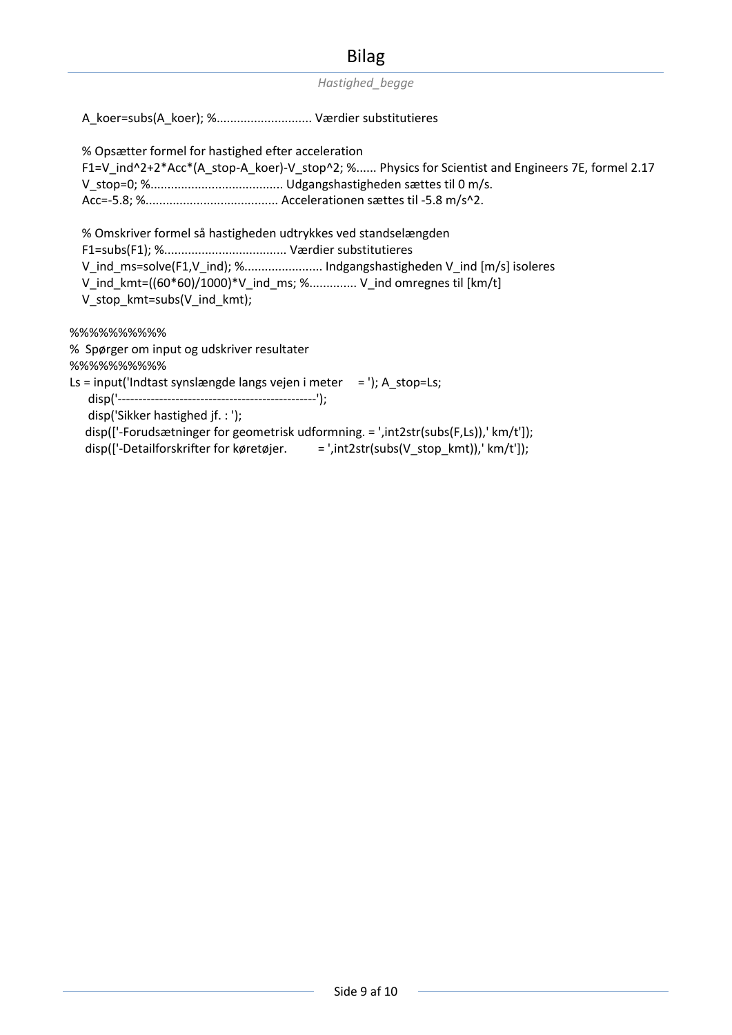# Bilag

*Hastighed_begge*

```
    A_koer=subs(A_koer); %............................ Værdier substitutieres

    % Opsætter formel for hastighed efter acceleration
    F1=V_ind^2+2*Acc*(A_stop-A_koer)-V_stop^2; %...... Physics for Scientist and Engineers 7E, formel 2.17
    V_stop=0; %...................................... Udgangshastigheden sættes til 0 m/s.
    Acc=-5.8; %...................................... Accelerationen sættes til -5.8 m/s^2.

    % Omskriver formel så hastigheden udtrykkes ved standselængden
    F1=subs(F1); %................................... Værdier substitutieres
    V_ind_ms=solve(F1,V_ind); %...................... Indgangshastigheden V_ind [m/s] isoleres
    V_ind_kmt=((60*60)/1000)*V_ind_ms; %............. V_ind omregnes til [km/t]
    V_stop_kmt=subs(V_ind_kmt);

%%%%%%%%%%
% Spørger om input og udskriver resultater
%%%%%%%%%%
Ls = input('Indtast synslængde langs vejen i meter     = '); A_stop=Ls;
     disp('-----------------------------------------------');
     disp('Sikker hastighed jf. : ');
    disp(['-Forudsætninger for geometrisk udformning. = ',int2str(subs(F,Ls)),' km/t']);
    disp(['-Detailforskrifter for køretøjer.         = ',int2str(subs(V_stop_kmt)),' km/t']);
```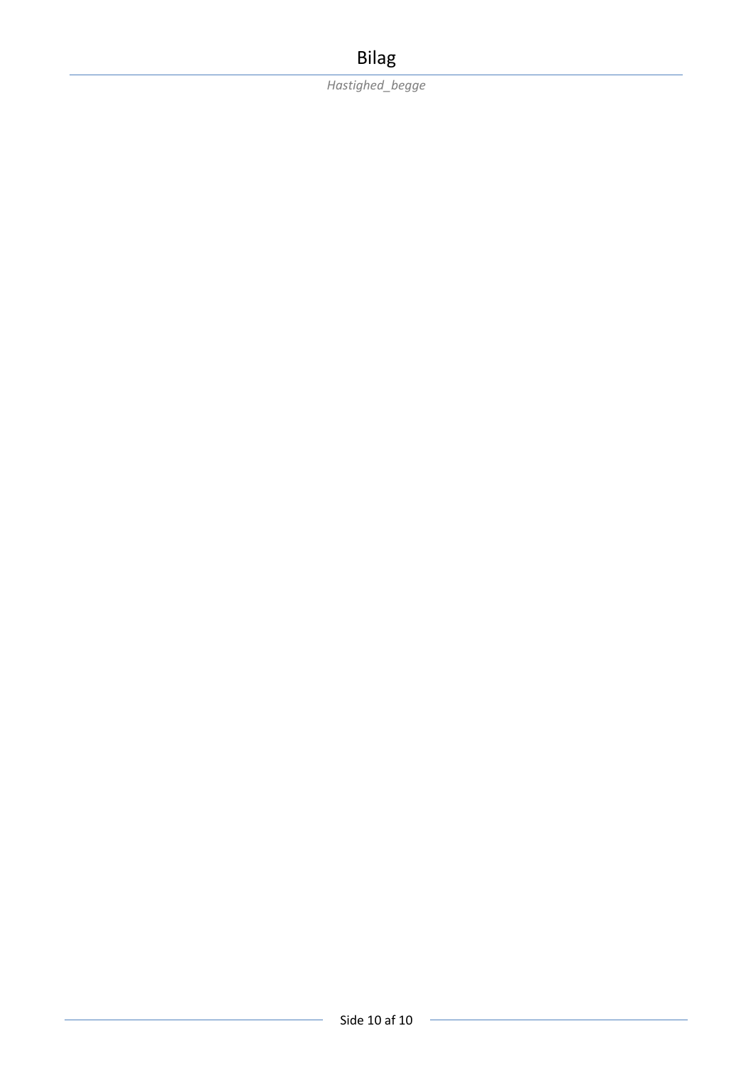# Bilag

*Hastighed_begge*